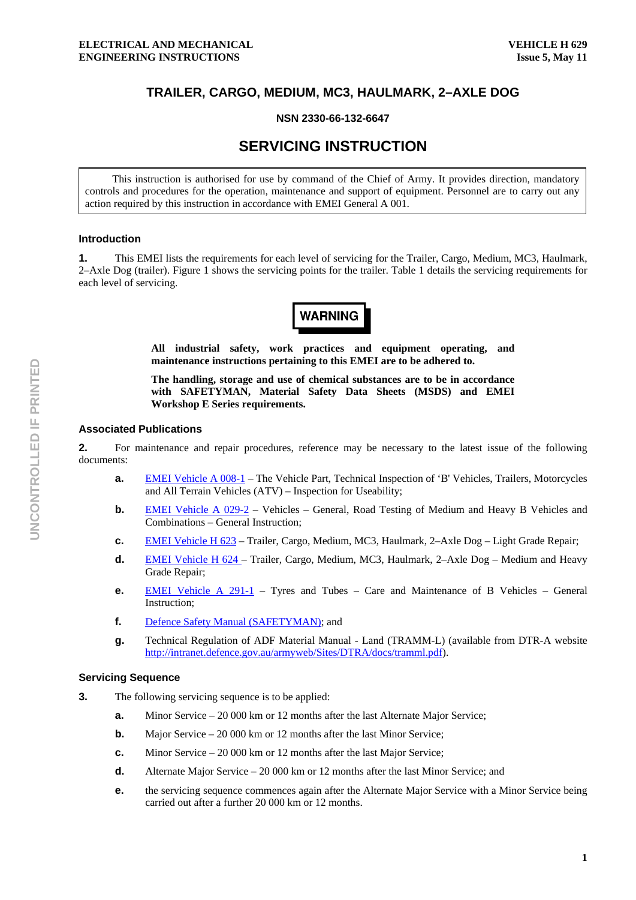ELECTRICAL AND MECHANICAL ENGINEERING INSTRUCTIONS

VEHICLE H 629
Issue 5, May 11

# TRAILER, CARGO, MEDIUM, MC3, HAULMARK, 2–AXLE DOG

**NSN 2330-66-132-6647**

# SERVICING INSTRUCTION

> This instruction is authorised for use by command of the Chief of Army. It provides direction, mandatory controls and procedures for the operation, maintenance and support of equipment. Personnel are to carry out any action required by this instruction in accordance with EMEI General A 001.

## Introduction

**1.** This EMEI lists the requirements for each level of servicing for the Trailer, Cargo, Medium, MC3, Haulmark, 2–Axle Dog (trailer). Figure 1 shows the servicing points for the trailer. Table 1 details the servicing requirements for each level of servicing.

**WARNING**

**All industrial safety, work practices and equipment operating, and maintenance instructions pertaining to this EMEI are to be adhered to.**

**The handling, storage and use of chemical substances are to be in accordance with SAFETYMAN, Material Safety Data Sheets (MSDS) and EMEI Workshop E Series requirements.**

## Associated Publications

**2.** For maintenance and repair procedures, reference may be necessary to the latest issue of the following documents:

- **a.** EMEI Vehicle A 008-1 – The Vehicle Part, Technical Inspection of 'B' Vehicles, Trailers, Motorcycles and All Terrain Vehicles (ATV) – Inspection for Useability;
- **b.** EMEI Vehicle A 029-2 – Vehicles – General, Road Testing of Medium and Heavy B Vehicles and Combinations – General Instruction;
- **c.** EMEI Vehicle H 623 – Trailer, Cargo, Medium, MC3, Haulmark, 2–Axle Dog – Light Grade Repair;
- **d.** EMEI Vehicle H 624 – Trailer, Cargo, Medium, MC3, Haulmark, 2–Axle Dog – Medium and Heavy Grade Repair;
- **e.** EMEI Vehicle A 291-1 – Tyres and Tubes – Care and Maintenance of B Vehicles – General Instruction;
- **f.** Defence Safety Manual (SAFETYMAN); and
- **g.** Technical Regulation of ADF Material Manual - Land (TRAMM-L) (available from DTR-A website http://intranet.defence.gov.au/armyweb/Sites/DTRA/docs/tramml.pdf).

## Servicing Sequence

**3.** The following servicing sequence is to be applied:

- **a.** Minor Service – 20 000 km or 12 months after the last Alternate Major Service;
- **b.** Major Service – 20 000 km or 12 months after the last Minor Service;
- **c.** Minor Service – 20 000 km or 12 months after the last Major Service;
- **d.** Alternate Major Service – 20 000 km or 12 months after the last Minor Service; and
- **e.** the servicing sequence commences again after the Alternate Major Service with a Minor Service being carried out after a further 20 000 km or 12 months.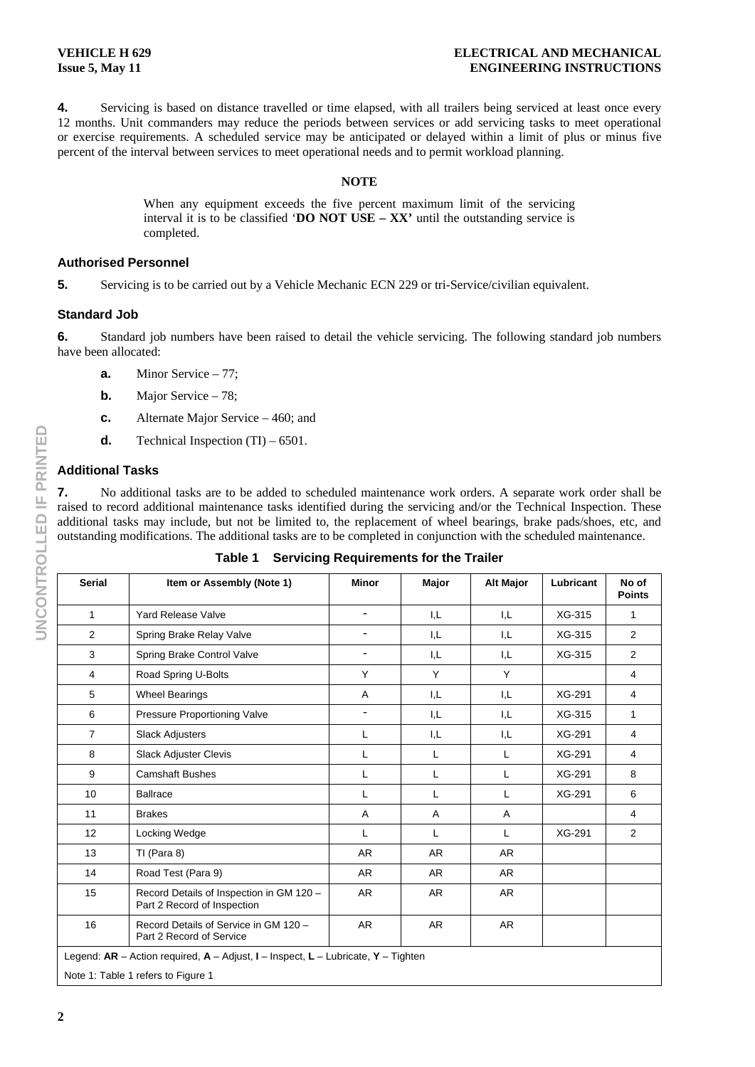**4.** Servicing is based on distance travelled or time elapsed, with all trailers being serviced at least once every 12 months. Unit commanders may reduce the periods between services or add servicing tasks to meet operational or exercise requirements. A scheduled service may be anticipated or delayed within a limit of plus or minus five percent of the interval between services to meet operational needs and to permit workload planning.

**NOTE**

> When any equipment exceeds the five percent maximum limit of the servicing interval it is to be classified '**DO NOT USE – XX'** until the outstanding service is completed.

### Authorised Personnel

**5.** Servicing is to be carried out by a Vehicle Mechanic ECN 229 or tri-Service/civilian equivalent.

### Standard Job

**6.** Standard job numbers have been raised to detail the vehicle servicing. The following standard job numbers have been allocated:

- **a.** Minor Service – 77;
- **b.** Major Service – 78;
- **c.** Alternate Major Service – 460; and
- **d.** Technical Inspection (TI) – 6501.

### Additional Tasks

**7.** No additional tasks are to be added to scheduled maintenance work orders. A separate work order shall be raised to record additional maintenance tasks identified during the servicing and/or the Technical Inspection. These additional tasks may include, but not be limited to, the replacement of wheel bearings, brake pads/shoes, etc, and outstanding modifications. The additional tasks are to be completed in conjunction with the scheduled maintenance.

**Table 1 Servicing Requirements for the Trailer**

| Serial | Item or Assembly (Note 1) | Minor | Major | Alt Major | Lubricant | No of Points |
|---|---|---|---|---|---|---|
| 1 | Yard Release Valve | - | I,L | I,L | XG-315 | 1 |
| 2 | Spring Brake Relay Valve | - | I,L | I,L | XG-315 | 2 |
| 3 | Spring Brake Control Valve | - | I,L | I,L | XG-315 | 2 |
| 4 | Road Spring U-Bolts | Y | Y | Y | | 4 |
| 5 | Wheel Bearings | A | I,L | I,L | XG-291 | 4 |
| 6 | Pressure Proportioning Valve | - | I,L | I,L | XG-315 | 1 |
| 7 | Slack Adjusters | L | I,L | I,L | XG-291 | 4 |
| 8 | Slack Adjuster Clevis | L | L | L | XG-291 | 4 |
| 9 | Camshaft Bushes | L | L | L | XG-291 | 8 |
| 10 | Ballrace | L | L | L | XG-291 | 6 |
| 11 | Brakes | A | A | A | | 4 |
| 12 | Locking Wedge | L | L | L | XG-291 | 2 |
| 13 | TI (Para 8) | AR | AR | AR | | |
| 14 | Road Test (Para 9) | AR | AR | AR | | |
| 15 | Record Details of Inspection in GM 120 – Part 2 Record of Inspection | AR | AR | AR | | |
| 16 | Record Details of Service in GM 120 – Part 2 Record of Service | AR | AR | AR | | |

Legend: **AR** – Action required, **A** – Adjust, **I** – Inspect, **L** – Lubricate, **Y** – Tighten

Note 1: Table 1 refers to Figure 1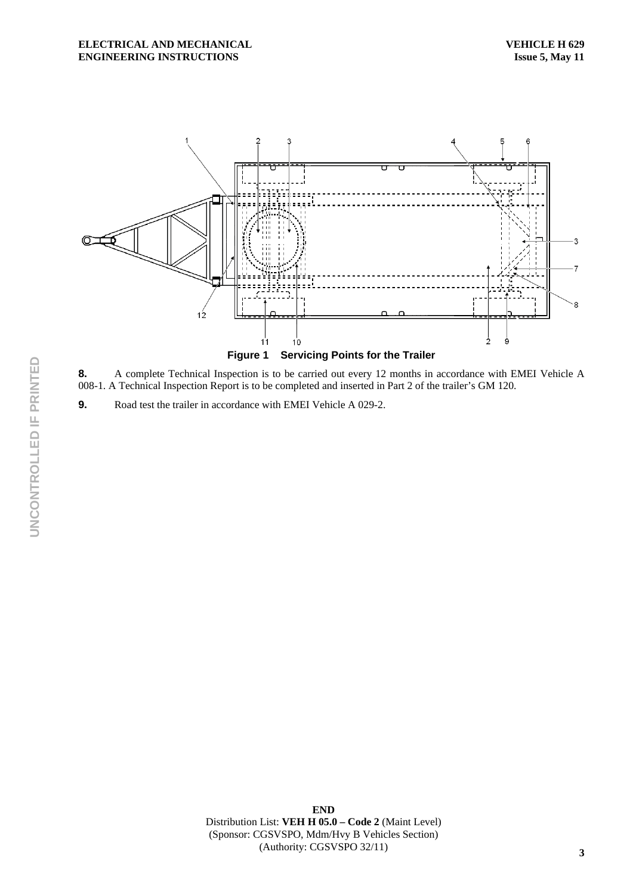1 2 3 4 5 6

3

7

8

12

11 10 2 9

Figure 1 Servicing Points for the Trailer

**8.** A complete Technical Inspection is to be carried out every 12 months in accordance with EMEI Vehicle A 008-1. A Technical Inspection Report is to be completed and inserted in Part 2 of the trailer's GM 120.

**9.** Road test the trailer in accordance with EMEI Vehicle A 029-2.

**END**

Distribution List: **VEH H 05.0 – Code 2** (Maint Level)
(Sponsor: CGSVSPO, Mdm/Hvy B Vehicles Section)
(Authority: CGSVSPO 32/11)